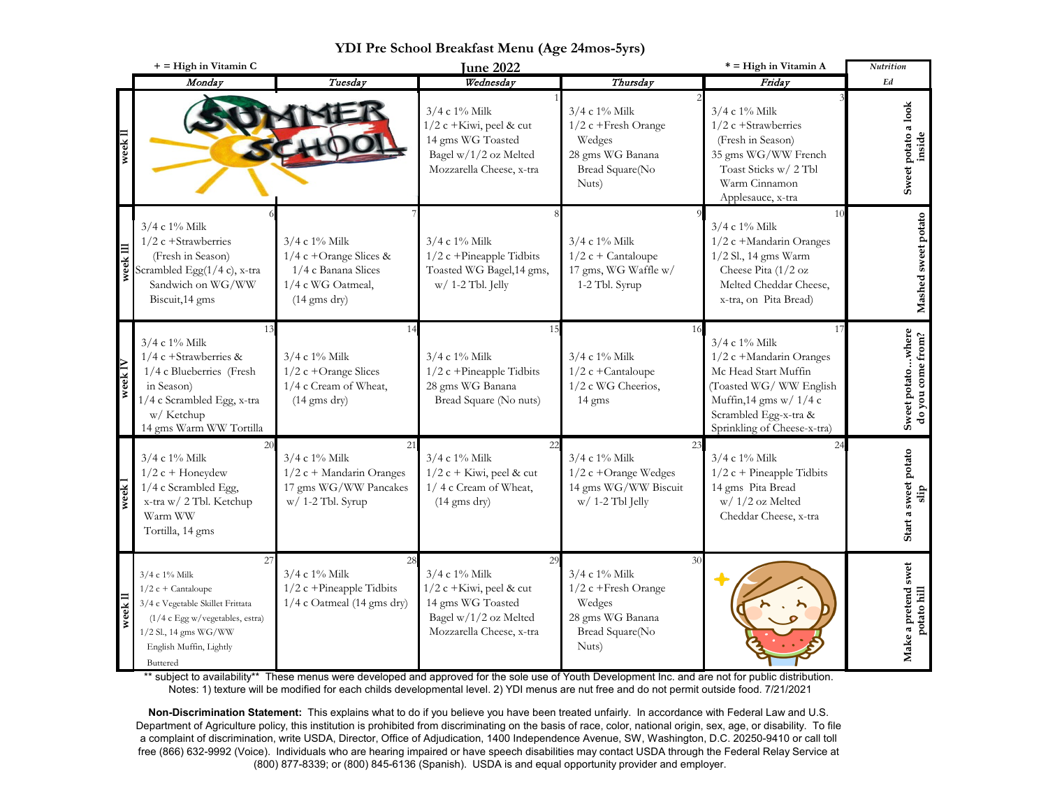# YDI Pre School Breakfast Menu (Age 24mos-5yrs)

+ = High in Vitamin C | **June 2022** | * = High in Vitamin A

| | Monday | Tuesday | Wednesday | Thursday | Friday | Nutrition Ed |
|---|---|---|---|---|---|---|
| week II | | | 1<br>3/4 c 1% Milk<br>1/2 c +Kiwi, peel & cut<br>14 gms WG Toasted Bagel w/1/2 oz Melted Mozzarella Cheese, x-tra | 2<br>3/4 c 1% Milk<br>1/2 c +Fresh Orange Wedges<br>28 gms WG Banana Bread Square(No Nuts) | 3<br>3/4 c 1% Milk<br>1/2 c +Strawberries (Fresh in Season)<br>35 gms WG/WW French Toast Sticks w/ 2 Tbl Warm Cinnamon Applesauce, x-tra | Sweet potato a look inside |
| week III | 6<br>3/4 c 1% Milk<br>1/2 c +Strawberries (Fresh in Season)<br>Scrambled Egg(1/4 c), x-tra Sandwich on WG/WW Biscuit,14 gms | 7<br>3/4 c 1% Milk<br>1/4 c +Orange Slices & 1/4 c Banana Slices<br>1/4 c WG Oatmeal, (14 gms dry) | 8<br>3/4 c 1% Milk<br>1/2 c +Pineapple Tidbits<br>Toasted WG Bagel,14 gms, w/ 1-2 Tbl. Jelly | 9<br>3/4 c 1% Milk<br>1/2 c + Cantaloupe<br>17 gms, WG Waffle w/ 1-2 Tbl. Syrup | 10<br>3/4 c 1% Milk<br>1/2 c +Mandarin Oranges<br>1/2 Sl., 14 gms Warm Cheese Pita (1/2 oz Melted Cheddar Cheese, x-tra, on Pita Bread) | Mashed sweet potato |
| week IV | 13<br>3/4 c 1% Milk<br>1/4 c +Strawberries & 1/4 c Blueberries (Fresh in Season)<br>1/4 c Scrambled Egg, x-tra w/ Ketchup<br>14 gms Warm WW Tortilla | 14<br>3/4 c 1% Milk<br>1/2 c +Orange Slices<br>1/4 c Cream of Wheat, (14 gms dry) | 15<br>3/4 c 1% Milk<br>1/2 c +Pineapple Tidbits<br>28 gms WG Banana Bread Square (No nuts) | 16<br>3/4 c 1% Milk<br>1/2 c +Cantaloupe<br>1/2 c WG Cheerios, 14 gms | 17<br>3/4 c 1% Milk<br>1/2 c +Mandarin Oranges<br>Mc Head Start Muffin (Toasted WG/ WW English Muffin,14 gms w/ 1/4 c Scrambled Egg-x-tra & Sprinkling of Cheese-x-tra) | Sweet potato…where do you come from? |
| week I | 20<br>3/4 c 1% Milk<br>1/2 c + Honeydew<br>1/4 c Scrambled Egg, x-tra w/ 2 Tbl. Ketchup<br>Warm WW Tortilla, 14 gms | 21<br>3/4 c 1% Milk<br>1/2 c + Mandarin Oranges<br>17 gms WG/WW Pancakes w/ 1-2 Tbl. Syrup | 22<br>3/4 c 1% Milk<br>1/2 c + Kiwi, peel & cut<br>1/ 4 c Cream of Wheat, (14 gms dry) | 23<br>3/4 c 1% Milk<br>1/2 c +Orange Wedges<br>14 gms WG/WW Biscuit w/ 1-2 Tbl Jelly | 24<br>3/4 c 1% Milk<br>1/2 c + Pineapple Tidbits<br>14 gms Pita Bread w/ 1/2 oz Melted Cheddar Cheese, x-tra | Start a sweet potato slip |
| week II | 27<br>3/4 c 1% Milk<br>1/2 c + Cantaloupe<br>3/4 c Vegetable Skillet Frittata (1/4 c Egg w/vegetables, estra)<br>1/2 Sl., 14 gms WG/WW English Muffin, Lightly Buttered | 28<br>3/4 c 1% Milk<br>1/2 c +Pineapple Tidbits<br>1/4 c Oatmeal (14 gms dry) | 29<br>3/4 c 1% Milk<br>1/2 c +Kiwi, peel & cut<br>14 gms WG Toasted Bagel w/1/2 oz Melted Mozzarella Cheese, x-tra | 30<br>3/4 c 1% Milk<br>1/2 c +Fresh Orange Wedges<br>28 gms WG Banana Bread Square(No Nuts) | | Make a pretend swet potato hill |

** subject to availability** These menus were developed and approved for the sole use of Youth Development Inc. and are not for public distribution. Notes: 1) texture will be modified for each childs developmental level. 2) YDI menus are nut free and do not permit outside food. 7/21/2021

**Non-Discrimination Statement:** This explains what to do if you believe you have been treated unfairly. In accordance with Federal Law and U.S. Department of Agriculture policy, this institution is prohibited from discriminating on the basis of race, color, national origin, sex, age, or disability. To file a complaint of discrimination, write USDA, Director, Office of Adjudication, 1400 Independence Avenue, SW, Washington, D.C. 20250-9410 or call toll free (866) 632-9992 (Voice). Individuals who are hearing impaired or have speech disabilities may contact USDA through the Federal Relay Service at (800) 877-8339; or (800) 845-6136 (Spanish). USDA is and equal opportunity provider and employer.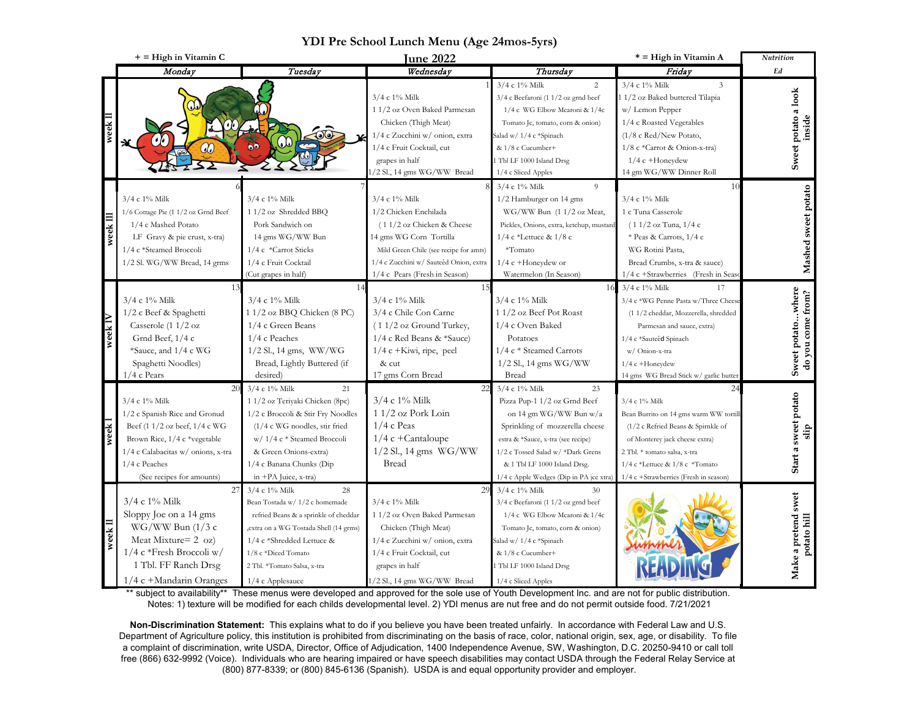# YDI Pre School Lunch Menu (Age 24mos-5yrs)

**+ = High in Vitamin C** — **June 2022** — **\* = High in Vitamin A**

| | Monday | Tuesday | Wednesday | Thursday | Friday | Nutrition Ed |
|---|---|---|---|---|---|---|
| week II | | | 1<br>3/4 c 1% Milk<br>1 1/2 oz Oven Baked Parmesan Chicken (Thigh Meat)<br>1/4 c Zucchini w/ onion, extra<br>1/4 c Fruit Cocktail, cut grapes in half<br>1/2 Sl., 14 gms WG/WW Bread | 2<br>3/4 c 1% Milk<br>3/4 c Beefaroni (1 1/2 oz grnd beef 1/4 c WG Elbow Mcaroni & 1/4c Tomato Jc, tomato, corn & onion)<br>Salad w/ 1/4 c *Spinach & 1/8 c Cucumber+<br>1 Tbl LF 1000 Island Drsg<br>1/4 c Sliced Apples | 3<br>3/4 c 1% Milk<br>1 1/2 oz Baked buttered Tilapia w/ Lemon Pepper<br>1/4 c Roasted Vegetables (1/8 c Red/New Potato, 1/8 c *Carrot & Onion-x-tra)<br>1/4 c +Honeydew<br>14 gm WG/WW Dinner Roll | Sweet potato a look inside |
| week III | 6<br>3/4 c 1% Milk<br>1/6 Cottage Pie (1 1/2 oz Grnd Beef 1/4 c Mashed Potato LF Gravy & pie crust, x-tra)<br>1/4 c *Steamed Broccoli<br>1/2 Sl. WG/WW Bread, 14 grms | 7<br>3/4 c 1% Milk<br>1 1/2 oz Shredded BBQ Pork Sandwich on 14 gms WG/WW Bun<br>1/4 c *Carrot Sticks<br>1/4 c Fruit Cocktail (Cut grapes in half) | 8<br>3/4 c 1% Milk<br>1/2 Chicken Enchilada (1 1/2 oz Chicken & Cheese 14 gms WG Corn Tortilla Mild Green Chile (see recipe for amts)<br>1/4 c Zucchini w/ Sauteéd Onion, extra<br>1/4 c Pears (Fresh in Season) | 9<br>3/4 c 1% Milk<br>1/2 Hamburger on 14 gms WG/WW Bun (1 1/2 oz Meat, Pickles, Onions, extra, ketchup, mustard)<br>1/4 c *Lettuce & 1/8 c *Tomato<br>1/4 c +Honeydew or Watermelon (In Season) | 10<br>3/4 c 1% Milk<br>1 c Tuna Casserole (1 1/2 oz Tuna, 1/4 c * Peas & Carrots, 1/4 c WG Rotini Pasta, Bread Crumbs, x-tra & sauce)<br>1/4 c +Strawberries (Fresh in Season) | Mashed sweet potato |
| week IV | 13<br>3/4 c 1% Milk<br>1/2 c Beef & Spaghetti Casserole (1 1/2 oz Grnd Beef, 1/4 c *Sauce, and 1/4 c WG Spaghetti Noodles)<br>1/4 c Pears | 14<br>3/4 c 1% Milk<br>1 1/2 oz BBQ Chicken (8 PC)<br>1/4 c Green Beans<br>1/4 c Peaches<br>1/2 Sl., 14 gms, WW/WG Bread, Lightly Buttered (if desired) | 15<br>3/4 c 1% Milk<br>3/4 c Chile Con Carne (1 1/2 oz Ground Turkey, 1/4 c Red Beans & *Sauce)<br>1/4 c +Kiwi, ripe, peel & cut<br>17 gms Corn Bread | 16<br>3/4 c 1% Milk<br>1 1/2 oz Beef Pot Roast<br>1/4 c Oven Baked Potatoes<br>1/4 c * Steamed Carrots<br>1/2 Sl., 14 gms WG/WW Bread | 17<br>3/4 c 1% Milk<br>3/4 c *WG Penne Pasta w/Three Cheese (1 1/2 cheddar, Mozzerella, shredded Parmesan and sauce, extra)<br>1/4 c *Sauteéd Spinach w/ Onion-x-tra<br>1/4 c +Honeydew<br>14 gms WG Bread Stick w/ garlic butter | Sweet potato...where do you come from? |
| week I | 20<br>3/4 c 1% Milk<br>1/2 c Spanish Rice and Gronud Beef (1 1/2 oz beef, 1/4 c WG Brown Rice, 1/4 c *vegetable<br>1/4 c Calabacitas w/ onions, x-tra<br>1/4 c Peaches<br>(See recipes for amounts) | 21<br>3/4 c 1% Milk<br>1 1/2 oz Teriyaki Chicken (8pc)<br>1/2 c Broccoli & Stir Fry Noodles (1/4 c WG noodles, stir fried w/ 1/4 c * Steamed Broccoli & Green Onions-extra)<br>1/4 c Banana Chunks (Dip in +PA Juice, x-tra) | 22<br>3/4 c 1% Milk<br>1 1/2 oz Pork Loin<br>1/4 c Peas<br>1/4 c +Cantaloupe<br>1/2 Sl., 14 gms WG/WW Bread | 23<br>3/4 c 1% Milk<br>Pizza Pup-1 1/2 oz Grnd Beef on 14 gm WG/WW Bun w/a Sprinkling of mozzerella cheese estra & *Sauce, x-tra (see recipe)<br>1/2 c Tossed Salad w/ *Dark Grens & 1 Tbl LF 1000 Island Drsg.<br>1/4 c Apple Wedges (Dip in PA jce xtra) | 24<br>3/4 c 1% Milk<br>Bean Burrito on 14 gms warm WW tortill (1/2 c Refried Beans & Spirnkle of of Monterey jack cheese extra)<br>2 Tbl. * tomato salsa, x-tra<br>1/4 c *Lettuce & 1/8 c *Tomato<br>1/4 c +Strawberries (Fresh in season) | Start a sweet potato slip |
| week II | 27<br>3/4 c 1% Milk<br>Sloppy Joe on a 14 gms WG/WW Bun (1/3 c Meat Mixture= 2 oz)<br>1/4 c *Fresh Broccoli w/ 1 Tbl. FF Ranch Drsg<br>1/4 c +Mandarin Oranges | 28<br>3/4 c 1% Milk<br>Bean Tostada w/ 1/2 c homemade refried Beans & a sprinkle of cheddar ,extra on a WG Tostada Shell (14 grms)<br>1/4 c *Shredded Lettuce & 1/8 c *Diced Tomato<br>2 Tbl. *Tomato Salsa, x-tra<br>1/4 c Applesauce | 29<br>3/4 c 1% Milk<br>1 1/2 oz Oven Baked Parmesan Chicken (Thigh Meat)<br>1/4 c Zucchini w/ onion, extra<br>1/4 c Fruit Cocktail, cut grapes in half<br>1/2 Sl., 14 gms WG/WW Bread | 30<br>3/4 c 1% Milk<br>3/4 c Beefaroni (1 1/2 oz grnd beef 1/4 c WG Elbow Mcaroni & 1/4c Tomato Jc, tomato, corn & onion)<br>Salad w/ 1/4 c *Spinach & 1/8 c Cucumber+<br>1 Tbl LF 1000 Island Drsg<br>1/4 c Sliced Apples | Summer READING | Make a pretend swet potato hill |

\*\* subject to availability\*\* These menus were developed and approved for the sole use of Youth Development Inc. and are not for public distribution.
Notes: 1) texture will be modified for each childs developmental level. 2) YDI menus are nut free and do not permit outside food. 7/21/2021

**Non-Discrimination Statement:** This explains what to do if you believe you have been treated unfairly. In accordance with Federal Law and U.S. Department of Agriculture policy, this institution is prohibited from discriminating on the basis of race, color, national origin, sex, age, or disability. To file a complaint of discrimination, write USDA, Director, Office of Adjudication, 1400 Independence Avenue, SW, Washington, D.C. 20250-9410 or call toll free (866) 632-9992 (Voice). Individuals who are hearing impaired or have speech disabilities may contact USDA through the Federal Relay Service at (800) 877-8339; or (800) 845-6136 (Spanish). USDA is and equal opportunity provider and employer.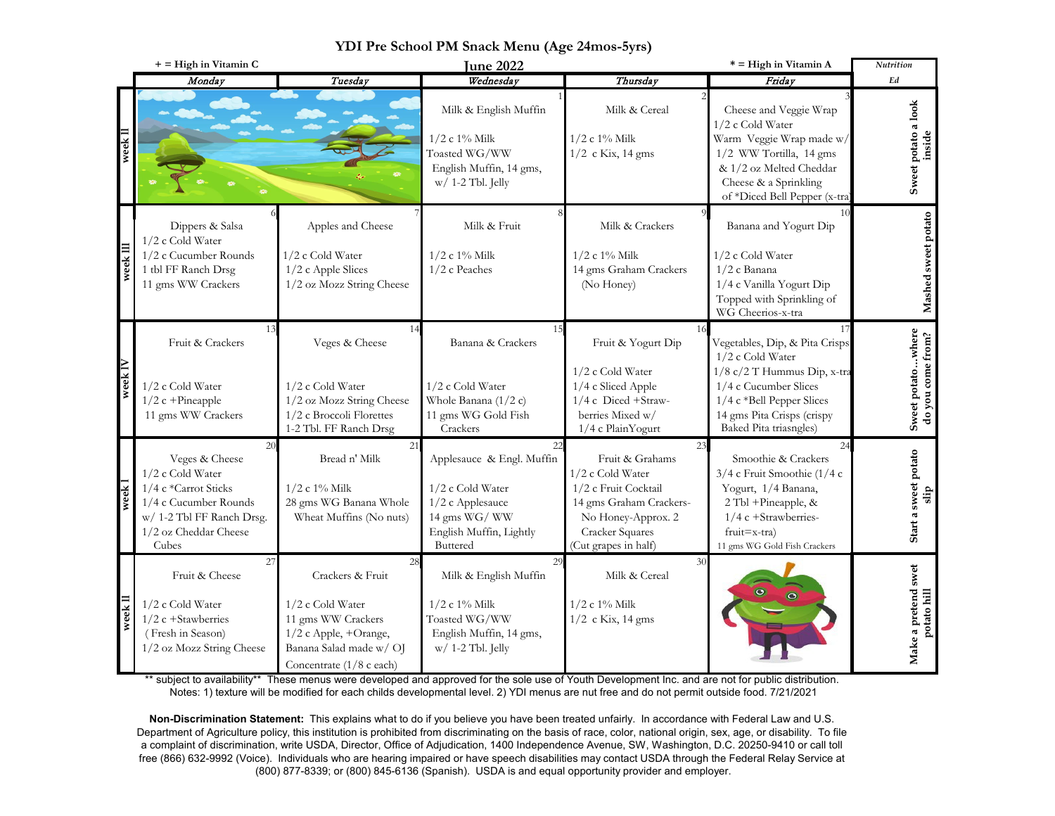# YDI Pre School PM Snack Menu (Age 24mos-5yrs)

+ = High in Vitamin C

## June 2022

* = High in Vitamin A

| | Monday | Tuesday | Wednesday | Thursday | Friday | Nutrition Ed |
|---|---|---|---|---|---|---|
| week II | | | 1 Milk & English Muffin<br>1/2 c 1% Milk<br>Toasted WG/WW English Muffin, 14 gms, w/ 1-2 Tbl. Jelly | 2 Milk & Cereal<br>1/2 c 1% Milk<br>1/2 c Kix, 14 gms | 3 Cheese and Veggie Wrap<br>1/2 c Cold Water<br>Warm Veggie Wrap made w/ 1/2 WW Tortilla, 14 gms & 1/2 oz Melted Cheddar Cheese & a Sprinkling of *Diced Bell Pepper (x-tra) | Sweet potato a look inside |
| week III | 6 Dippers & Salsa<br>1/2 c Cold Water<br>1/2 c Cucumber Rounds<br>1 tbl FF Ranch Drsg<br>11 gms WW Crackers | 7 Apples and Cheese<br>1/2 c Cold Water<br>1/2 c Apple Slices<br>1/2 oz Mozz String Cheese | 8 Milk & Fruit<br>1/2 c 1% Milk<br>1/2 c Peaches | 9 Milk & Crackers<br>1/2 c 1% Milk<br>14 gms Graham Crackers (No Honey) | 10 Banana and Yogurt Dip<br>1/2 c Cold Water<br>1/2 c Banana<br>1/4 c Vanilla Yogurt Dip Topped with Sprinkling of WG Cheerios-x-tra | Mashed sweet potato |
| week IV | 13 Fruit & Crackers<br>1/2 c Cold Water<br>1/2 c +Pineapple<br>11 gms WW Crackers | 14 Veges & Cheese<br>1/2 c Cold Water<br>1/2 oz Mozz String Cheese<br>1/2 c Broccoli Florettes<br>1-2 Tbl. FF Ranch Drsg | 15 Banana & Crackers<br>1/2 c Cold Water<br>Whole Banana (1/2 c)<br>11 gms WG Gold Fish Crackers | 16 Fruit & Yogurt Dip<br>1/2 c Cold Water<br>1/4 c Sliced Apple<br>1/4 c Diced +Straw-berries Mixed w/ 1/4 c PlainYogurt | 17 Vegetables, Dip, & Pita Crisps<br>1/2 c Cold Water<br>1/8 c/2 T Hummus Dip, x-tra<br>1/4 c Cucumber Slices<br>1/4 c *Bell Pepper Slices<br>14 gms Pita Crisps (crispy Baked Pita triasngles) | Sweet potato…where do you come from? |
| week I | 20 Veges & Cheese<br>1/2 c Cold Water<br>1/4 c *Carrot Sticks<br>1/4 c Cucumber Rounds w/ 1-2 Tbl FF Ranch Drsg.<br>1/2 oz Cheddar Cheese Cubes | 21 Bread n' Milk<br>1/2 c 1% Milk<br>28 gms WG Banana Whole Wheat Muffins (No nuts) | 22 Applesauce & Engl. Muffin<br>1/2 c Cold Water<br>1/2 c Applesauce<br>14 gms WG/ WW English Muffin, Lightly Buttered | 23 Fruit & Grahams<br>1/2 c Cold Water<br>1/2 c Fruit Cocktail<br>14 gms Graham Crackers-No Honey-Approx. 2 Cracker Squares<br>(Cut grapes in half) | 24 Smoothie & Crackers<br>3/4 c Fruit Smoothie (1/4 c Yogurt, 1/4 Banana, 2 Tbl +Pineapple, & 1/4 c +Strawberries-fruit=x-tra)<br>11 gms WG Gold Fish Crackers | Start a sweet potato slip |
| week II | 27 Fruit & Cheese<br>1/2 c Cold Water<br>1/2 c +Stawberries (Fresh in Season)<br>1/2 oz Mozz String Cheese | 28 Crackers & Fruit<br>1/2 c Cold Water<br>11 gms WW Crackers<br>1/2 c Apple, +Orange, Banana Salad made w/ OJ Concentrate (1/8 c each) | 29 Milk & English Muffin<br>1/2 c 1% Milk<br>Toasted WG/WW English Muffin, 14 gms, w/ 1-2 Tbl. Jelly | 30 Milk & Cereal<br>1/2 c 1% Milk<br>1/2 c Kix, 14 gms | | Make a pretend swet potato hill |

** subject to availability** These menus were developed and approved for the sole use of Youth Development Inc. and are not for public distribution. Notes: 1) texture will be modified for each childs developmental level. 2) YDI menus are nut free and do not permit outside food. 7/21/2021

**Non-Discrimination Statement:** This explains what to do if you believe you have been treated unfairly. In accordance with Federal Law and U.S. Department of Agriculture policy, this institution is prohibited from discriminating on the basis of race, color, national origin, sex, age, or disability. To file a complaint of discrimination, write USDA, Director, Office of Adjudication, 1400 Independence Avenue, SW, Washington, D.C. 20250-9410 or call toll free (866) 632-9992 (Voice). Individuals who are hearing impaired or have speech disabilities may contact USDA through the Federal Relay Service at (800) 877-8339; or (800) 845-6136 (Spanish). USDA is and equal opportunity provider and employer.